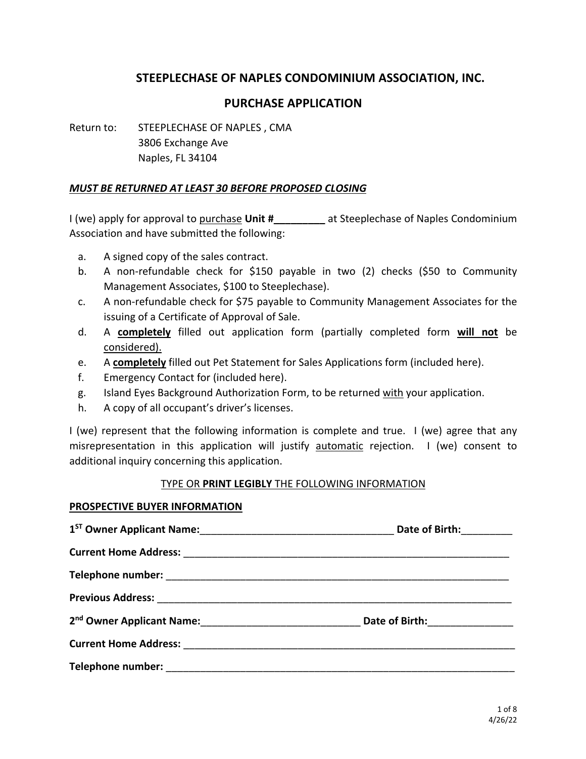# STEEPLECHASE OF NAPLES CONDOMINIUM ASSOCIATION, INC.

## PURCHASE APPLICATION

Return to: STEEPLECHASE OF NAPLES , CMA
3806 Exchange Ave
Naples, FL 34104

***MUST BE RETURNED AT LEAST 30 BEFORE PROPOSED CLOSING***

I (we) apply for approval to purchase **Unit #\_\_\_\_\_\_\_\_\_** at Steeplechase of Naples Condominium Association and have submitted the following:

a. A signed copy of the sales contract.
b. A non-refundable check for $150 payable in two (2) checks ($50 to Community Management Associates, $100 to Steeplechase).
c. A non-refundable check for $75 payable to Community Management Associates for the issuing of a Certificate of Approval of Sale.
d. A **completely** filled out application form (partially completed form **will not** be considered).
e. A **completely** filled out Pet Statement for Sales Applications form (included here).
f. Emergency Contact for (included here).
g. Island Eyes Background Authorization Form, to be returned with your application.
h. A copy of all occupant's driver's licenses.

I (we) represent that the following information is complete and true. I (we) agree that any misrepresentation in this application will justify automatic rejection. I (we) consent to additional inquiry concerning this application.

TYPE OR **PRINT LEGIBLY** THE FOLLOWING INFORMATION

**PROSPECTIVE BUYER INFORMATION**

**1ST Owner Applicant Name:**\_\_\_\_\_\_\_\_\_\_\_\_\_\_\_\_\_\_\_\_\_\_\_\_\_\_\_\_\_\_\_\_\_\_\_ **Date of Birth:**\_\_\_\_\_\_\_\_\_

**Current Home Address:** \_\_\_\_\_\_\_\_\_\_\_\_\_\_\_\_\_\_\_\_\_\_\_\_\_\_\_\_\_\_\_\_\_\_\_\_\_\_\_\_\_\_\_\_\_\_\_\_\_\_\_\_\_\_\_\_\_

**Telephone number:** \_\_\_\_\_\_\_\_\_\_\_\_\_\_\_\_\_\_\_\_\_\_\_\_\_\_\_\_\_\_\_\_\_\_\_\_\_\_\_\_\_\_\_\_\_\_\_\_\_\_\_\_\_\_\_\_\_\_\_\_

**Previous Address:** \_\_\_\_\_\_\_\_\_\_\_\_\_\_\_\_\_\_\_\_\_\_\_\_\_\_\_\_\_\_\_\_\_\_\_\_\_\_\_\_\_\_\_\_\_\_\_\_\_\_\_\_\_\_\_\_\_\_\_\_\_\_

**2nd Owner Applicant Name:**\_\_\_\_\_\_\_\_\_\_\_\_\_\_\_\_\_\_\_\_\_\_\_\_\_\_\_\_\_ **Date of Birth:**\_\_\_\_\_\_\_\_\_\_\_\_\_\_\_

**Current Home Address:** \_\_\_\_\_\_\_\_\_\_\_\_\_\_\_\_\_\_\_\_\_\_\_\_\_\_\_\_\_\_\_\_\_\_\_\_\_\_\_\_\_\_\_\_\_\_\_\_\_\_\_\_\_\_\_\_\_\_\_\_

**Telephone number:** \_\_\_\_\_\_\_\_\_\_\_\_\_\_\_\_\_\_\_\_\_\_\_\_\_\_\_\_\_\_\_\_\_\_\_\_\_\_\_\_\_\_\_\_\_\_\_\_\_\_\_\_\_\_\_\_\_\_\_\_\_\_

4/26/22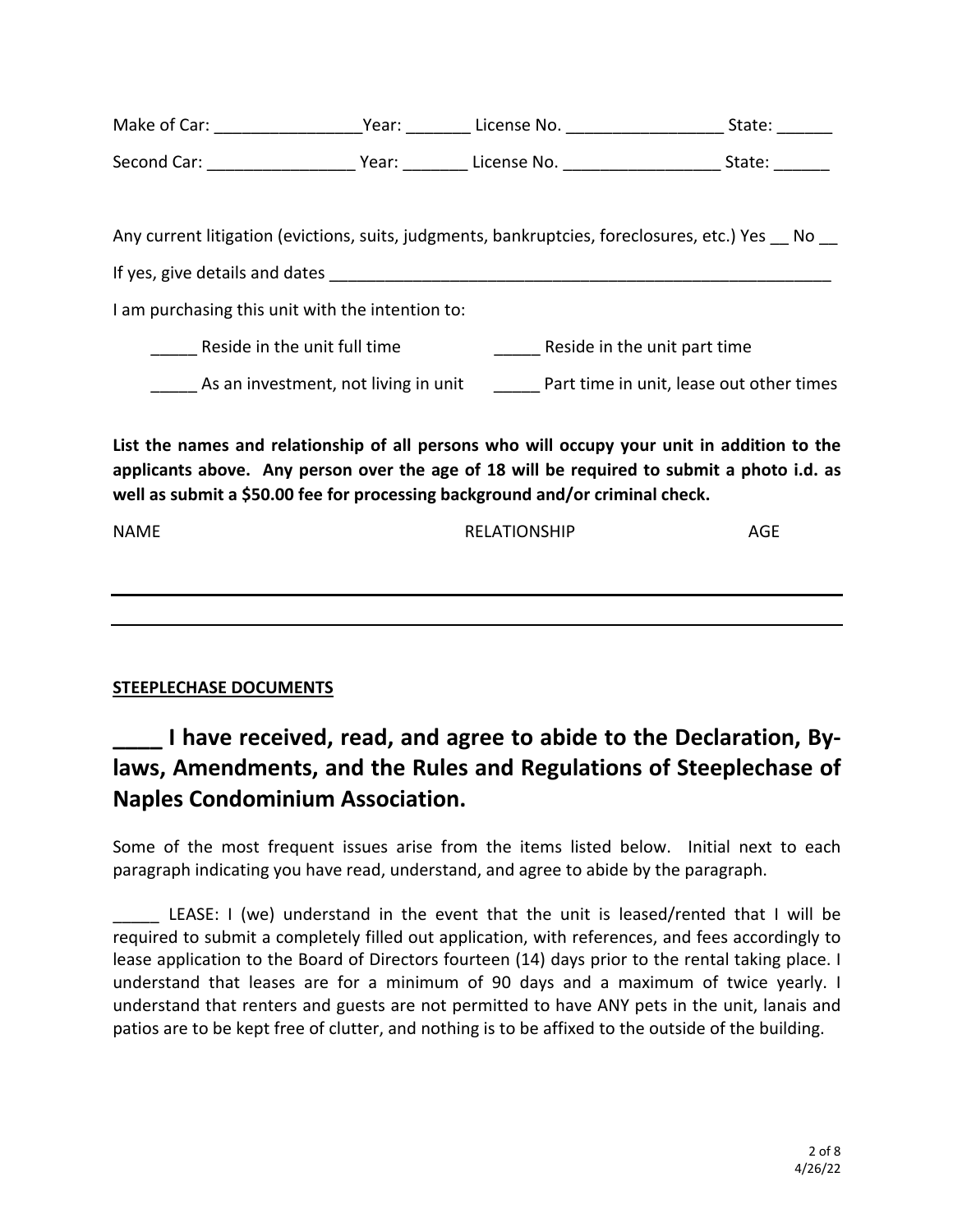Make of Car: ________________ Year: _______ License No. _________________ State: ______

Second Car: ________________ Year: _______ License No. _________________ State: ______

Any current litigation (evictions, suits, judgments, bankruptcies, foreclosures, etc.) Yes __ No __

If yes, give details and dates ________________________________________________________

I am purchasing this unit with the intention to:

_____ Reside in the unit full time    _____ Reside in the unit part time

_____ As an investment, not living in unit    _____ Part time in unit, lease out other times

**List the names and relationship of all persons who will occupy your unit in addition to the applicants above. Any person over the age of 18 will be required to submit a photo i.d. as well as submit a $50.00 fee for processing background and/or criminal check.**

| NAME | RELATIONSHIP | AGE |
| --- | --- | --- |
| | | |
| | | |

**STEEPLECHASE DOCUMENTS**

## ____ I have received, read, and agree to abide to the Declaration, By-laws, Amendments, and the Rules and Regulations of Steeplechase of Naples Condominium Association.

Some of the most frequent issues arise from the items listed below. Initial next to each paragraph indicating you have read, understand, and agree to abide by the paragraph.

_____ LEASE: I (we) understand in the event that the unit is leased/rented that I will be required to submit a completely filled out application, with references, and fees accordingly to lease application to the Board of Directors fourteen (14) days prior to the rental taking place. I understand that leases are for a minimum of 90 days and a maximum of twice yearly. I understand that renters and guests are not permitted to have ANY pets in the unit, lanais and patios are to be kept free of clutter, and nothing is to be affixed to the outside of the building.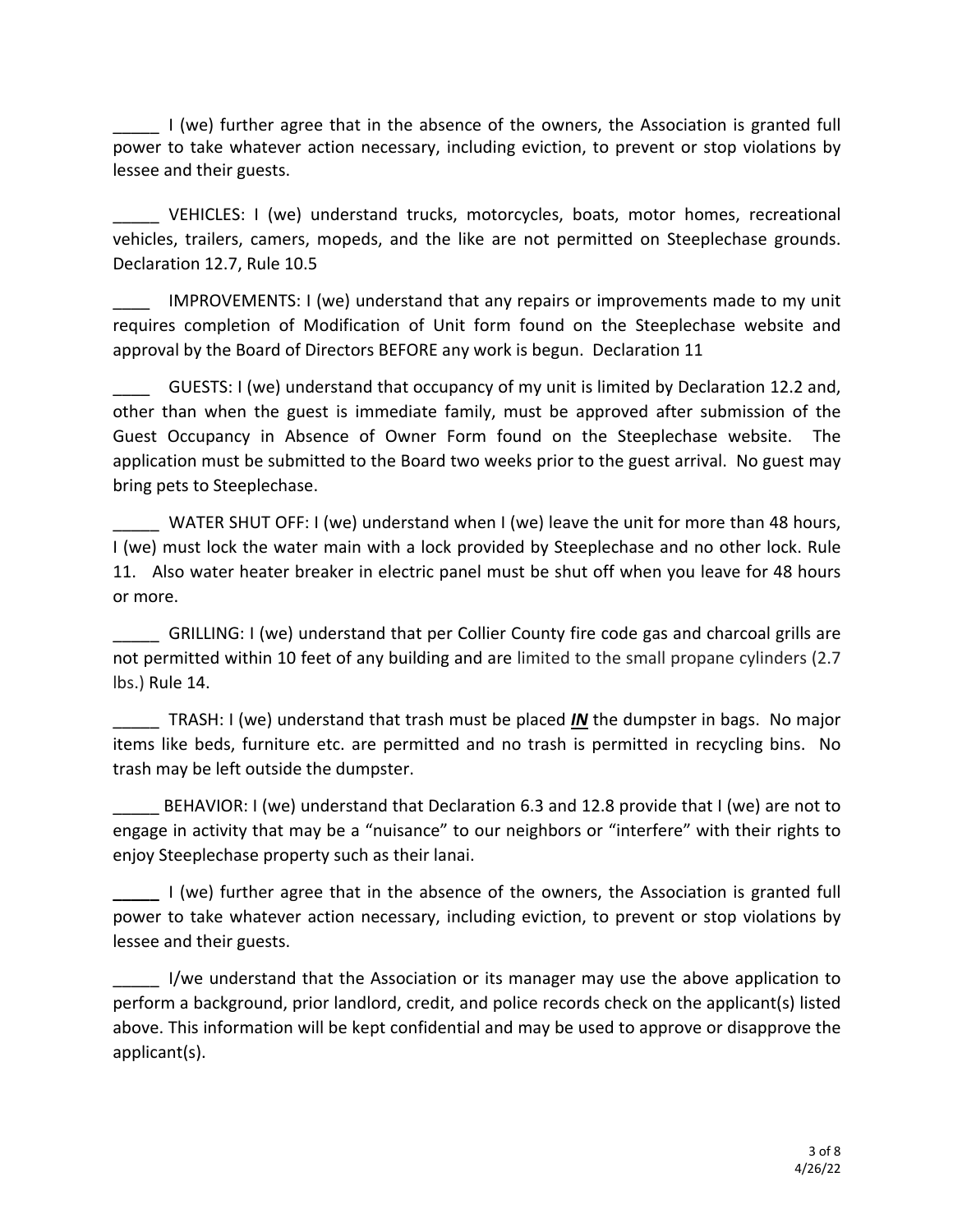_____ I (we) further agree that in the absence of the owners, the Association is granted full power to take whatever action necessary, including eviction, to prevent or stop violations by lessee and their guests.

_____ VEHICLES: I (we) understand trucks, motorcycles, boats, motor homes, recreational vehicles, trailers, camers, mopeds, and the like are not permitted on Steeplechase grounds. Declaration 12.7, Rule 10.5

____ IMPROVEMENTS: I (we) understand that any repairs or improvements made to my unit requires completion of Modification of Unit form found on the Steeplechase website and approval by the Board of Directors BEFORE any work is begun. Declaration 11

____ GUESTS: I (we) understand that occupancy of my unit is limited by Declaration 12.2 and, other than when the guest is immediate family, must be approved after submission of the Guest Occupancy in Absence of Owner Form found on the Steeplechase website. The application must be submitted to the Board two weeks prior to the guest arrival. No guest may bring pets to Steeplechase.

_____ WATER SHUT OFF: I (we) understand when I (we) leave the unit for more than 48 hours, I (we) must lock the water main with a lock provided by Steeplechase and no other lock. Rule 11. Also water heater breaker in electric panel must be shut off when you leave for 48 hours or more.

_____ GRILLING: I (we) understand that per Collier County fire code gas and charcoal grills are not permitted within 10 feet of any building and are limited to the small propane cylinders (2.7 lbs.) Rule 14.

_____ TRASH: I (we) understand that trash must be placed ***IN*** the dumpster in bags. No major items like beds, furniture etc. are permitted and no trash is permitted in recycling bins. No trash may be left outside the dumpster.

_____ BEHAVIOR: I (we) understand that Declaration 6.3 and 12.8 provide that I (we) are not to engage in activity that may be a "nuisance" to our neighbors or "interfere" with their rights to enjoy Steeplechase property such as their lanai.

_____ I (we) further agree that in the absence of the owners, the Association is granted full power to take whatever action necessary, including eviction, to prevent or stop violations by lessee and their guests.

_____ I/we understand that the Association or its manager may use the above application to perform a background, prior landlord, credit, and police records check on the applicant(s) listed above. This information will be kept confidential and may be used to approve or disapprove the applicant(s).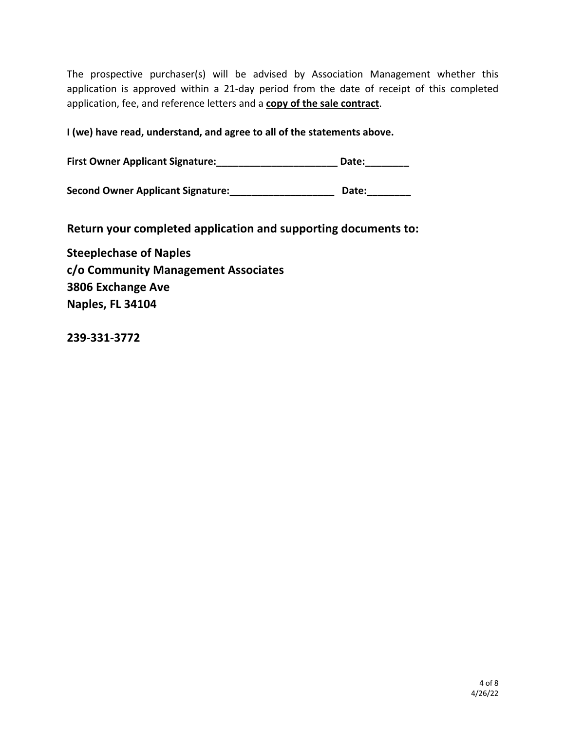The prospective purchaser(s) will be advised by Association Management whether this application is approved within a 21-day period from the date of receipt of this completed application, fee, and reference letters and a **<u>copy of the sale contract</u>**.

**I (we) have read, understand, and agree to all of the statements above.**

**First Owner Applicant Signature:______________________ Date:________**

**Second Owner Applicant Signature:___________________ Date:________**

## Return your completed application and supporting documents to:

**Steeplechase of Naples**
**c/o Community Management Associates**
**3806 Exchange Ave**
**Naples, FL 34104**

**239-331-3772**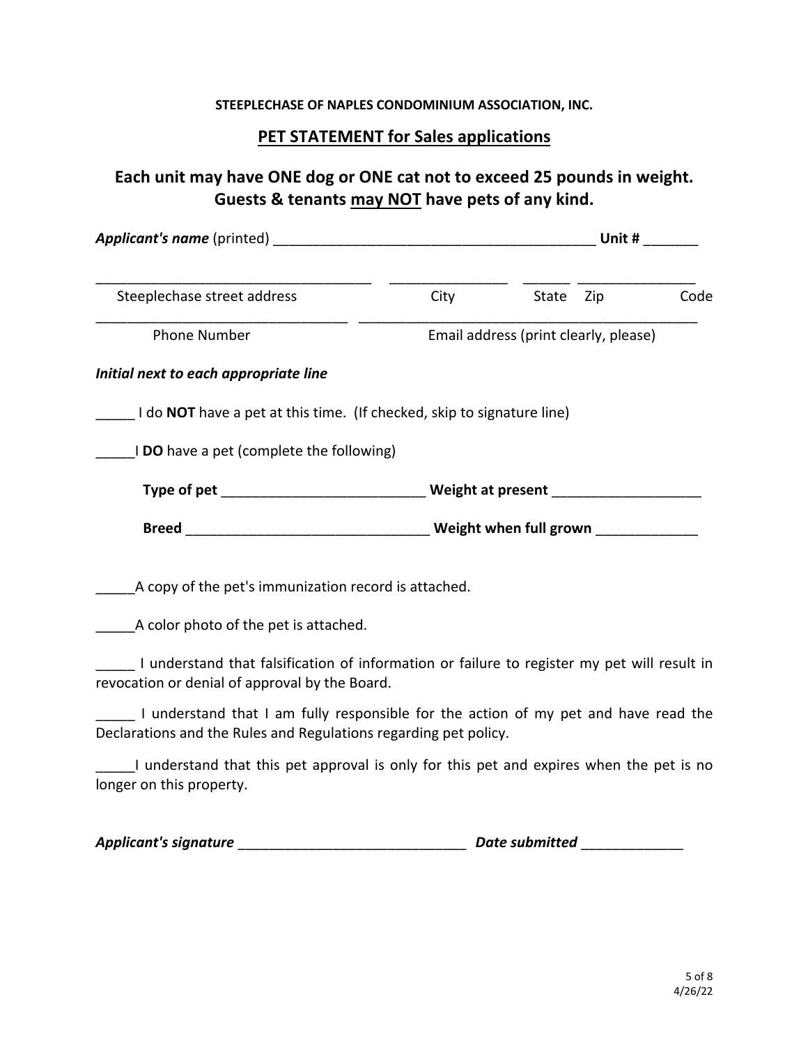**STEEPLECHASE OF NAPLES CONDOMINIUM ASSOCIATION, INC.**

## PET STATEMENT for Sales applications

### Each unit may have ONE dog or ONE cat not to exceed 25 pounds in weight. Guests & tenants <u>may NOT</u> have pets of any kind.

***Applicant's name*** (printed) ___________________________________________ **Unit #** _______

___________________________________ _______________ ______ _______________
Steeplechase street address City State Zip Code

________________________________ _____________________________________________
Phone Number Email address (print clearly, please)

***Initial next to each appropriate line***

_____ I do **NOT** have a pet at this time. (If checked, skip to signature line)

_____I **DO** have a pet (complete the following)

**Type of pet** __________________________ **Weight at present** ___________________

**Breed** _______________________________ **Weight when full grown** _____________

_____A copy of the pet's immunization record is attached.

_____A color photo of the pet is attached.

_____ I understand that falsification of information or failure to register my pet will result in revocation or denial of approval by the Board.

_____ I understand that I am fully responsible for the action of my pet and have read the Declarations and the Rules and Regulations regarding pet policy.

_____I understand that this pet approval is only for this pet and expires when the pet is no longer on this property.

***Applicant's signature*** _____________________________ ***Date submitted*** _____________

4/26/22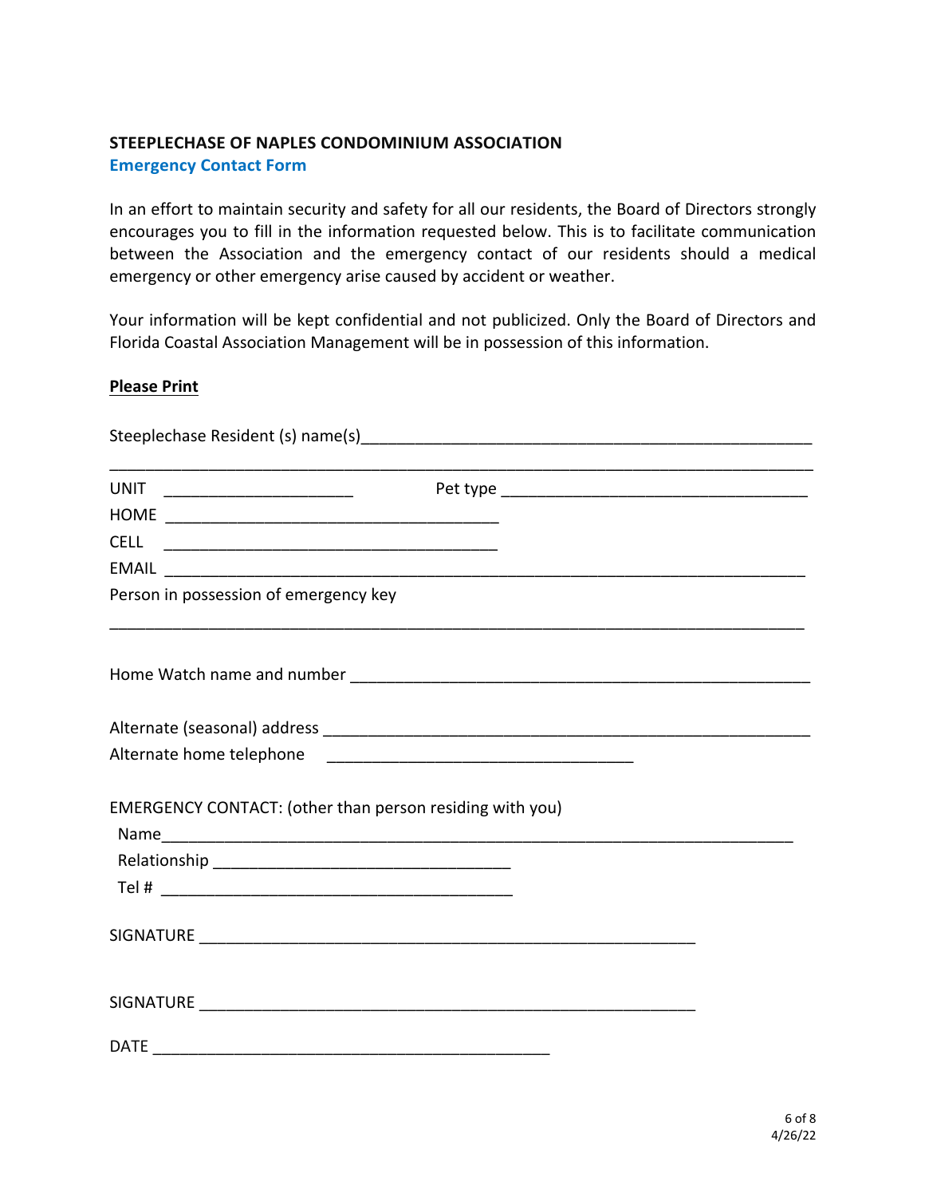**STEEPLECHASE OF NAPLES CONDOMINIUM ASSOCIATION**

**Emergency Contact Form**

In an effort to maintain security and safety for all our residents, the Board of Directors strongly encourages you to fill in the information requested below. This is to facilitate communication between the Association and the emergency contact of our residents should a medical emergency or other emergency arise caused by accident or weather.

Your information will be kept confidential and not publicized. Only the Board of Directors and Florida Coastal Association Management will be in possession of this information.

**Please Print**

Steeplechase Resident (s) name(s)____________________________________________________

_____________________________________________________________________________

UNIT _____________________ Pet type ___________________________________

HOME ____________________________________

CELL ____________________________________

EMAIL _______________________________________________________________________

Person in possession of emergency key

_____________________________________________________________________________

Home Watch name and number _________________________________________________

Alternate (seasonal) address ___________________________________________________

Alternate home telephone ___________________________________

EMERGENCY CONTACT: (other than person residing with you)

Name_________________________________________________________________________

Relationship _______________________________

Tel # ________________________________________

SIGNATURE ________________________________________________________

SIGNATURE ________________________________________________________

DATE ____________________________________________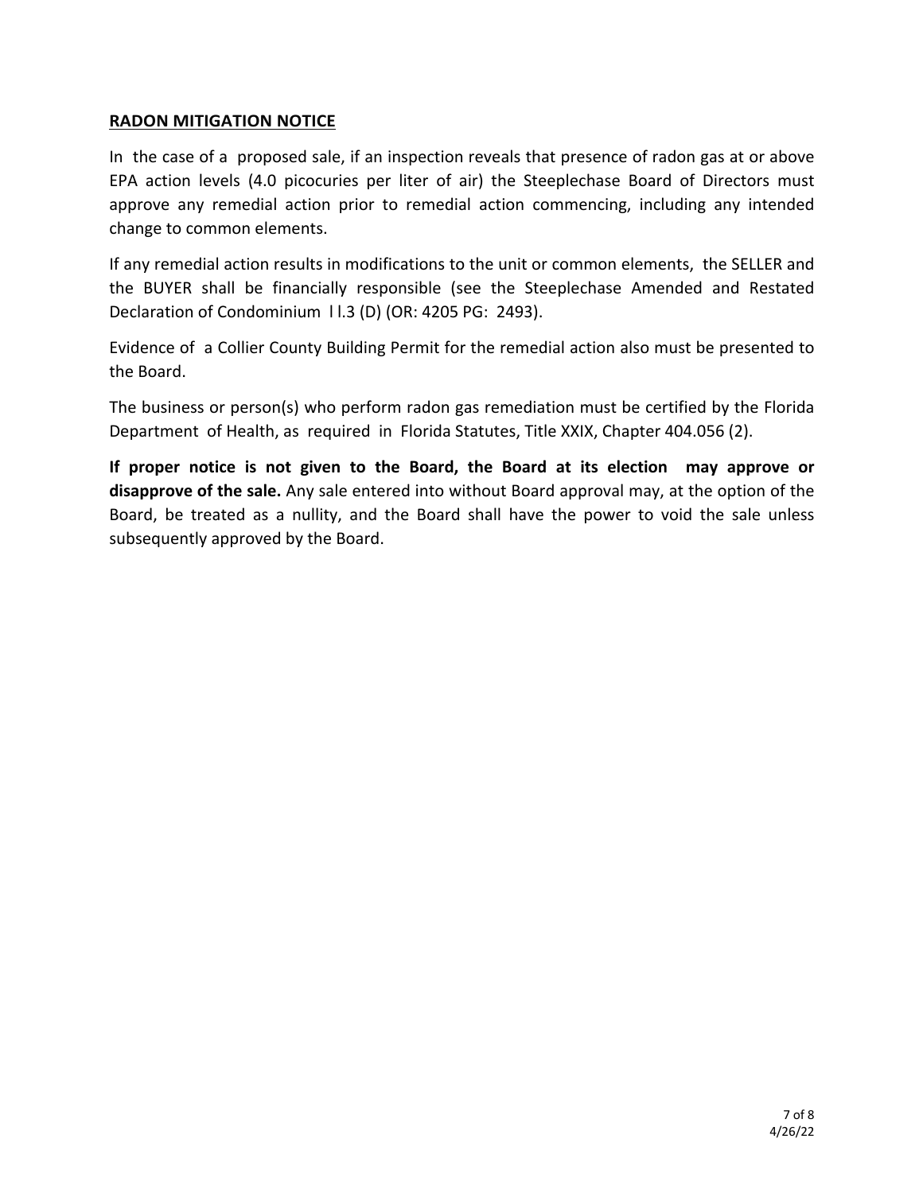## RADON MITIGATION NOTICE

In the case of a proposed sale, if an inspection reveals that presence of radon gas at or above EPA action levels (4.0 picocuries per liter of air) the Steeplechase Board of Directors must approve any remedial action prior to remedial action commencing, including any intended change to common elements.

If any remedial action results in modifications to the unit or common elements, the SELLER and the BUYER shall be financially responsible (see the Steeplechase Amended and Restated Declaration of Condominium l l.3 (D) (OR: 4205 PG: 2493).

Evidence of a Collier County Building Permit for the remedial action also must be presented to the Board.

The business or person(s) who perform radon gas remediation must be certified by the Florida Department of Health, as required in Florida Statutes, Title XXIX, Chapter 404.056 (2).

**If proper notice is not given to the Board, the Board at its election may approve or disapprove of the sale.** Any sale entered into without Board approval may, at the option of the Board, be treated as a nullity, and the Board shall have the power to void the sale unless subsequently approved by the Board.

4/26/22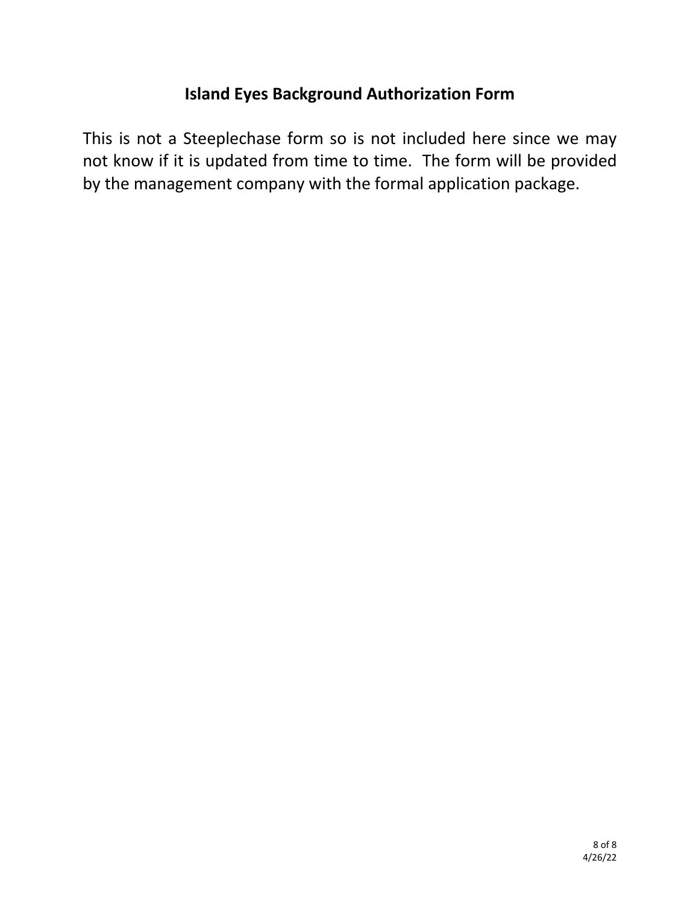# Island Eyes Background Authorization Form

This is not a Steeplechase form so is not included here since we may not know if it is updated from time to time. The form will be provided by the management company with the formal application package.